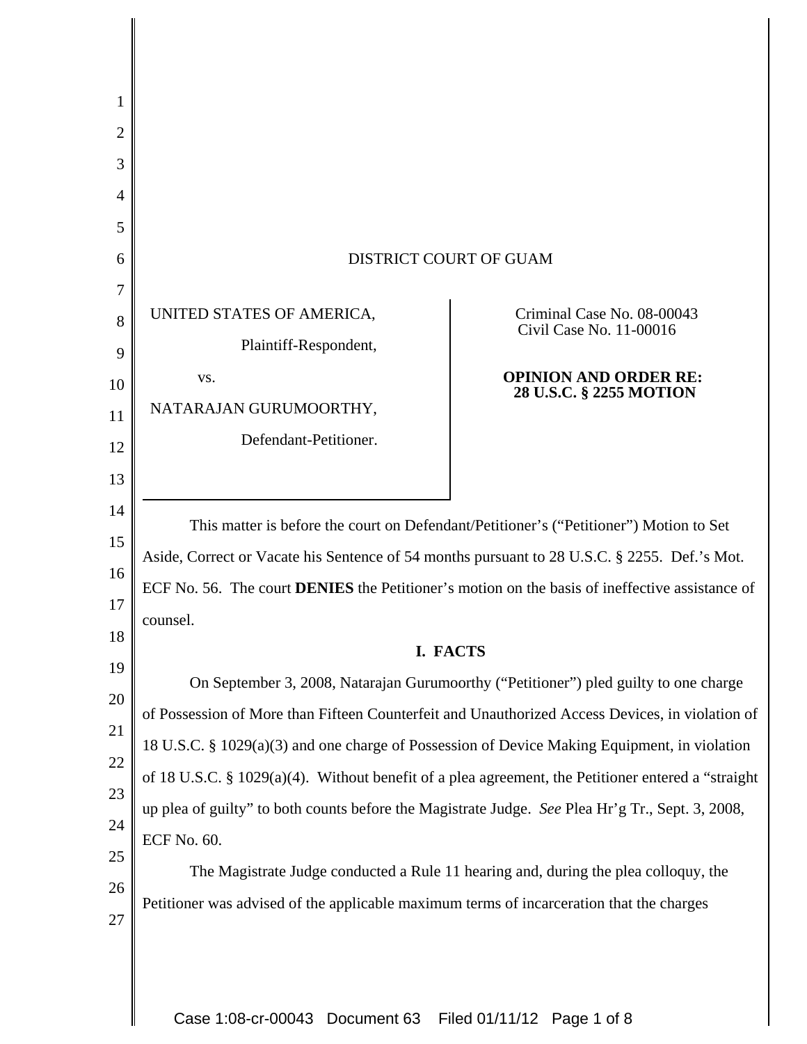DISTRICT COURT OF GUAM

| | |
|---|---|
| UNITED STATES OF AMERICA,<br>Plaintiff-Respondent,<br>vs.<br>NATARAJAN GURUMOORTHY,<br>Defendant-Petitioner. | Criminal Case No. 08-00043<br>Civil Case No. 11-00016<br><br>**OPINION AND ORDER RE: 28 U.S.C. § 2255 MOTION** |

This matter is before the court on Defendant/Petitioner's ("Petitioner") Motion to Set Aside, Correct or Vacate his Sentence of 54 months pursuant to 28 U.S.C. § 2255. Def.'s Mot. ECF No. 56. The court **DENIES** the Petitioner's motion on the basis of ineffective assistance of counsel.

## I. FACTS

On September 3, 2008, Natarajan Gurumoorthy ("Petitioner") pled guilty to one charge of Possession of More than Fifteen Counterfeit and Unauthorized Access Devices, in violation of 18 U.S.C. § 1029(a)(3) and one charge of Possession of Device Making Equipment, in violation of 18 U.S.C. § 1029(a)(4). Without benefit of a plea agreement, the Petitioner entered a "straight up plea of guilty" to both counts before the Magistrate Judge. *See* Plea Hr'g Tr., Sept. 3, 2008, ECF No. 60.

The Magistrate Judge conducted a Rule 11 hearing and, during the plea colloquy, the Petitioner was advised of the applicable maximum terms of incarceration that the charges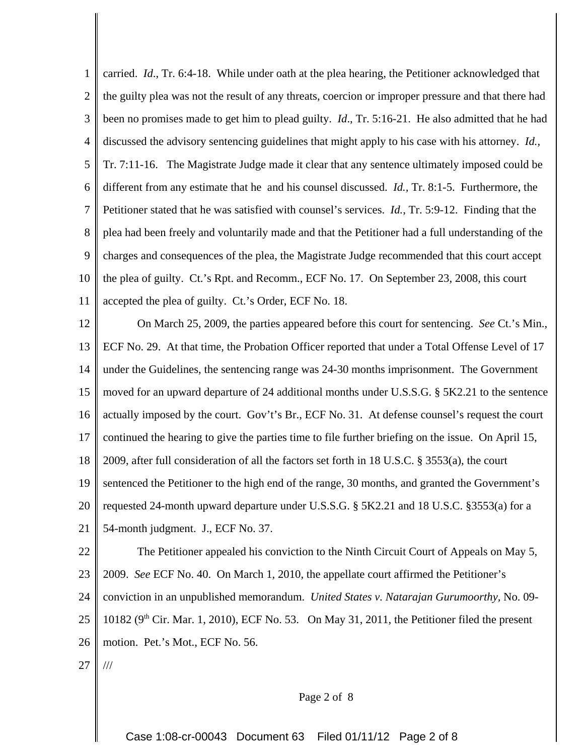carried. *Id*., Tr. 6:4-18. While under oath at the plea hearing, the Petitioner acknowledged that the guilty plea was not the result of any threats, coercion or improper pressure and that there had been no promises made to get him to plead guilty. *Id*., Tr. 5:16-21. He also admitted that he had discussed the advisory sentencing guidelines that might apply to his case with his attorney. *Id.*, Tr. 7:11-16. The Magistrate Judge made it clear that any sentence ultimately imposed could be different from any estimate that he and his counsel discussed. *Id.*, Tr. 8:1-5. Furthermore, the Petitioner stated that he was satisfied with counsel's services. *Id.*, Tr. 5:9-12. Finding that the plea had been freely and voluntarily made and that the Petitioner had a full understanding of the charges and consequences of the plea, the Magistrate Judge recommended that this court accept the plea of guilty. Ct.'s Rpt. and Recomm., ECF No. 17. On September 23, 2008, this court accepted the plea of guilty. Ct.'s Order, ECF No. 18.

On March 25, 2009, the parties appeared before this court for sentencing. *See* Ct.'s Min., ECF No. 29. At that time, the Probation Officer reported that under a Total Offense Level of 17 under the Guidelines, the sentencing range was 24-30 months imprisonment. The Government moved for an upward departure of 24 additional months under U.S.S.G. § 5K2.21 to the sentence actually imposed by the court. Gov't's Br., ECF No. 31. At defense counsel's request the court continued the hearing to give the parties time to file further briefing on the issue. On April 15, 2009, after full consideration of all the factors set forth in 18 U.S.C. § 3553(a), the court sentenced the Petitioner to the high end of the range, 30 months, and granted the Government's requested 24-month upward departure under U.S.S.G. § 5K2.21 and 18 U.S.C. §3553(a) for a 54-month judgment. J., ECF No. 37.

The Petitioner appealed his conviction to the Ninth Circuit Court of Appeals on May 5, 2009. *See* ECF No. 40. On March 1, 2010, the appellate court affirmed the Petitioner's conviction in an unpublished memorandum. *United States v. Natarajan Gurumoorthy*, No. 09-10182 (9th Cir. Mar. 1, 2010), ECF No. 53. On May 31, 2011, the Petitioner filed the present motion. Pet.'s Mot., ECF No. 56.

///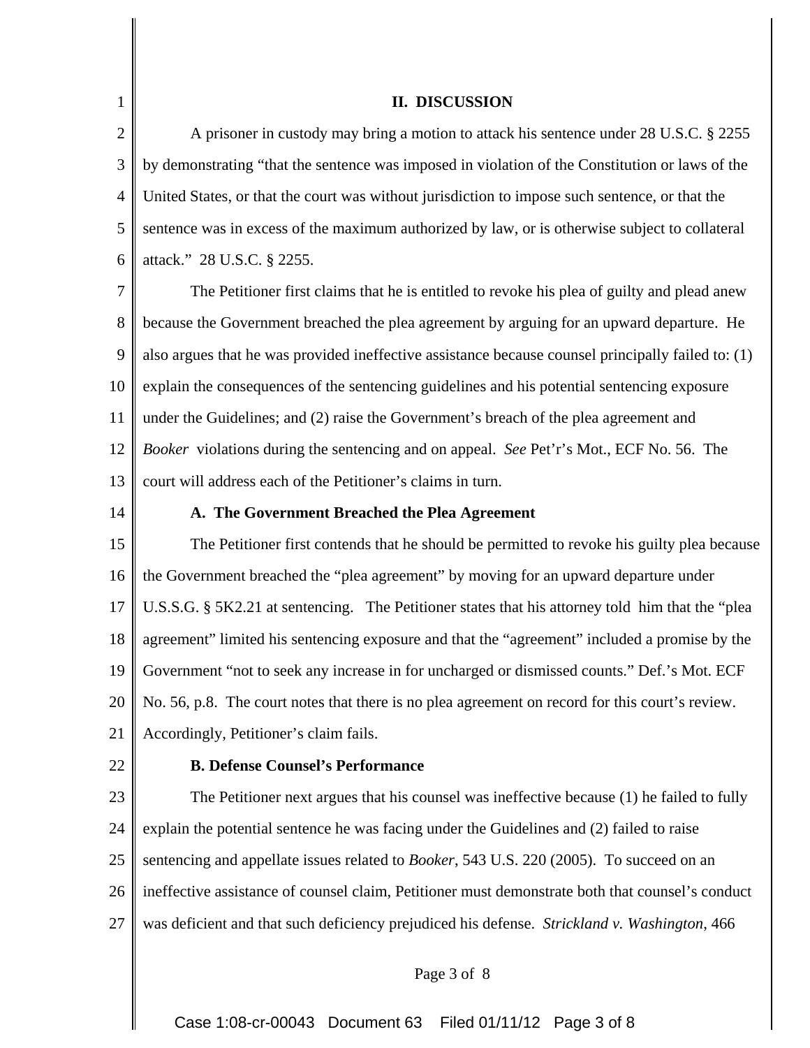## II. DISCUSSION

A prisoner in custody may bring a motion to attack his sentence under 28 U.S.C. § 2255 by demonstrating "that the sentence was imposed in violation of the Constitution or laws of the United States, or that the court was without jurisdiction to impose such sentence, or that the sentence was in excess of the maximum authorized by law, or is otherwise subject to collateral attack." 28 U.S.C. § 2255.

The Petitioner first claims that he is entitled to revoke his plea of guilty and plead anew because the Government breached the plea agreement by arguing for an upward departure. He also argues that he was provided ineffective assistance because counsel principally failed to: (1) explain the consequences of the sentencing guidelines and his potential sentencing exposure under the Guidelines; and (2) raise the Government's breach of the plea agreement and *Booker* violations during the sentencing and on appeal. *See* Pet'r's Mot., ECF No. 56. The court will address each of the Petitioner's claims in turn.

### A. The Government Breached the Plea Agreement

The Petitioner first contends that he should be permitted to revoke his guilty plea because the Government breached the "plea agreement" by moving for an upward departure under U.S.S.G. § 5K2.21 at sentencing. The Petitioner states that his attorney told him that the "plea agreement" limited his sentencing exposure and that the "agreement" included a promise by the Government "not to seek any increase in for uncharged or dismissed counts." Def.'s Mot. ECF No. 56, p.8. The court notes that there is no plea agreement on record for this court's review. Accordingly, Petitioner's claim fails.

### B. Defense Counsel's Performance

The Petitioner next argues that his counsel was ineffective because (1) he failed to fully explain the potential sentence he was facing under the Guidelines and (2) failed to raise sentencing and appellate issues related to *Booker*, 543 U.S. 220 (2005). To succeed on an ineffective assistance of counsel claim, Petitioner must demonstrate both that counsel's conduct was deficient and that such deficiency prejudiced his defense. *Strickland v. Washington*, 466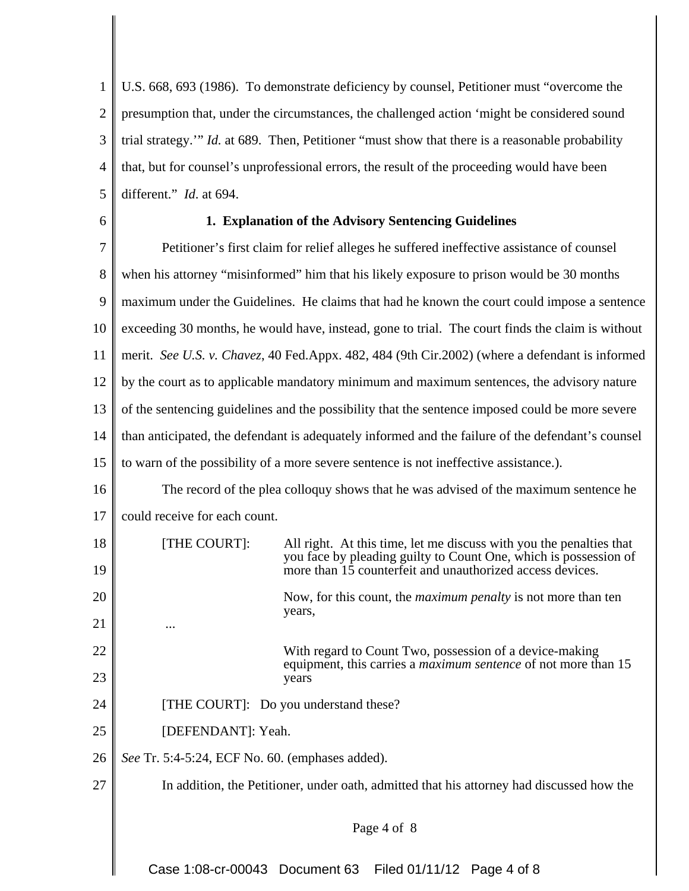U.S. 668, 693 (1986). To demonstrate deficiency by counsel, Petitioner must "overcome the presumption that, under the circumstances, the challenged action 'might be considered sound trial strategy.'" *Id.* at 689. Then, Petitioner "must show that there is a reasonable probability that, but for counsel's unprofessional errors, the result of the proceeding would have been different." *Id*. at 694.

### 1. Explanation of the Advisory Sentencing Guidelines

Petitioner's first claim for relief alleges he suffered ineffective assistance of counsel when his attorney "misinformed" him that his likely exposure to prison would be 30 months maximum under the Guidelines. He claims that had he known the court could impose a sentence exceeding 30 months, he would have, instead, gone to trial. The court finds the claim is without merit. *See U.S. v. Chavez*, 40 Fed.Appx. 482, 484 (9th Cir.2002) (where a defendant is informed by the court as to applicable mandatory minimum and maximum sentences, the advisory nature of the sentencing guidelines and the possibility that the sentence imposed could be more severe than anticipated, the defendant is adequately informed and the failure of the defendant's counsel to warn of the possibility of a more severe sentence is not ineffective assistance.).

The record of the plea colloquy shows that he was advised of the maximum sentence he could receive for each count.

> [THE COURT]: All right. At this time, let me discuss with you the penalties that you face by pleading guilty to Count One, which is possession of more than 15 counterfeit and unauthorized access devices.
>
> Now, for this count, the *maximum penalty* is not more than ten years,
>
> ...
>
> With regard to Count Two, possession of a device-making equipment, this carries a *maximum sentence* of not more than 15 years
>
> [THE COURT]: Do you understand these?
>
> [DEFENDANT]: Yeah.

*See* Tr. 5:4-5:24, ECF No. 60. (emphases added).

In addition, the Petitioner, under oath, admitted that his attorney had discussed how the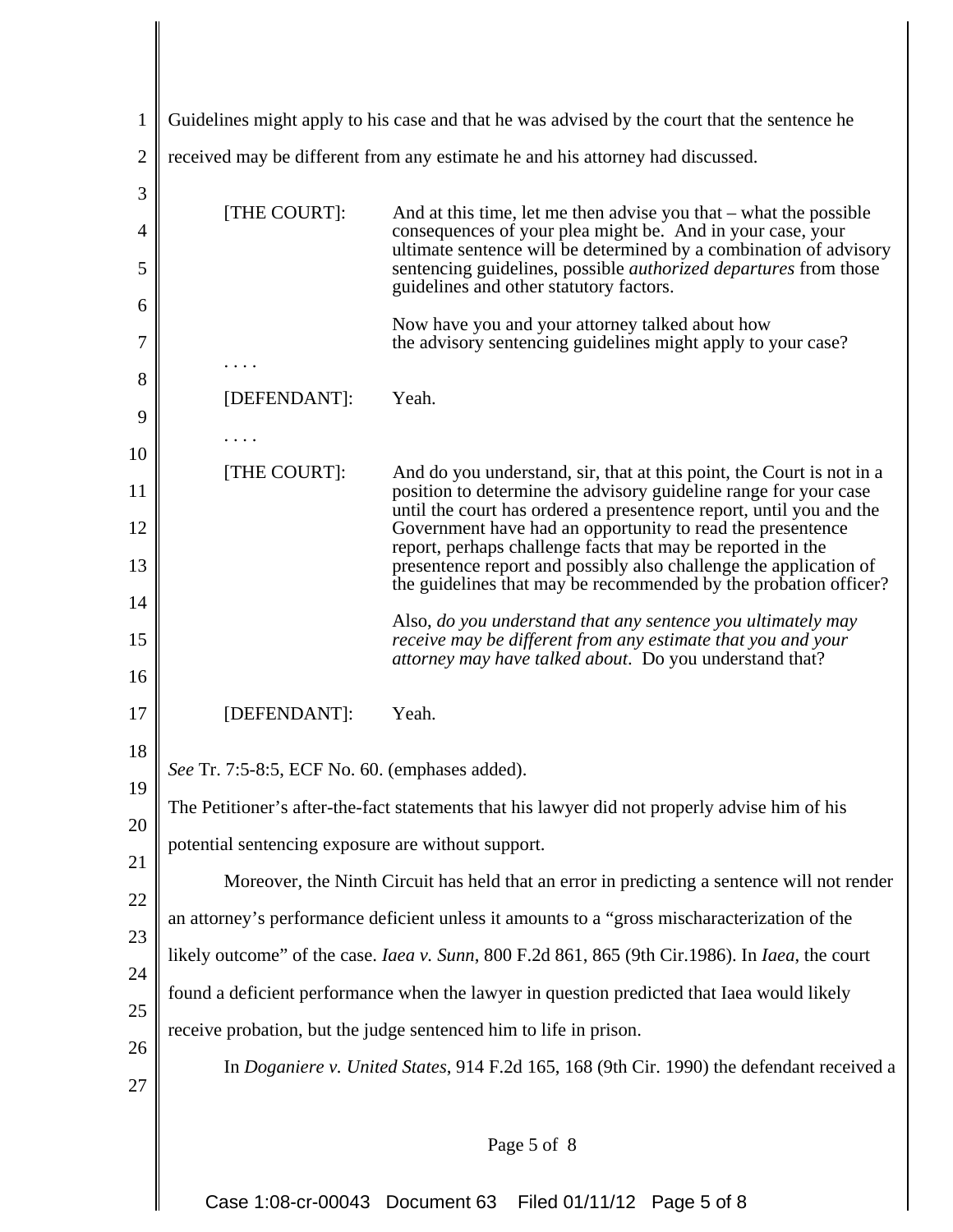Guidelines might apply to his case and that he was advised by the court that the sentence he received may be different from any estimate he and his attorney had discussed.

> [THE COURT]: And at this time, let me then advise you that – what the possible consequences of your plea might be. And in your case, your ultimate sentence will be determined by a combination of advisory sentencing guidelines, possible *authorized departures* from those guidelines and other statutory factors.
>
> Now have you and your attorney talked about how the advisory sentencing guidelines might apply to your case?
>
> . . . .
>
> [DEFENDANT]: Yeah.
>
> . . . .
>
> [THE COURT]: And do you understand, sir, that at this point, the Court is not in a position to determine the advisory guideline range for your case until the court has ordered a presentence report, until you and the Government have had an opportunity to read the presentence report, perhaps challenge facts that may be reported in the presentence report and possibly also challenge the application of the guidelines that may be recommended by the probation officer?
>
> Also, *do you understand that any sentence you ultimately may receive may be different from any estimate that you and your attorney may have talked about*. Do you understand that?
>
> [DEFENDANT]: Yeah.

*See* Tr. 7:5-8:5, ECF No. 60. (emphases added).

The Petitioner's after-the-fact statements that his lawyer did not properly advise him of his potential sentencing exposure are without support.

Moreover, the Ninth Circuit has held that an error in predicting a sentence will not render an attorney's performance deficient unless it amounts to a "gross mischaracterization of the likely outcome" of the case. *Iaea v. Sunn*, 800 F.2d 861, 865 (9th Cir.1986). In *Iaea*, the court found a deficient performance when the lawyer in question predicted that Iaea would likely receive probation, but the judge sentenced him to life in prison.

In *Doganiere v. United States*, 914 F.2d 165, 168 (9th Cir. 1990) the defendant received a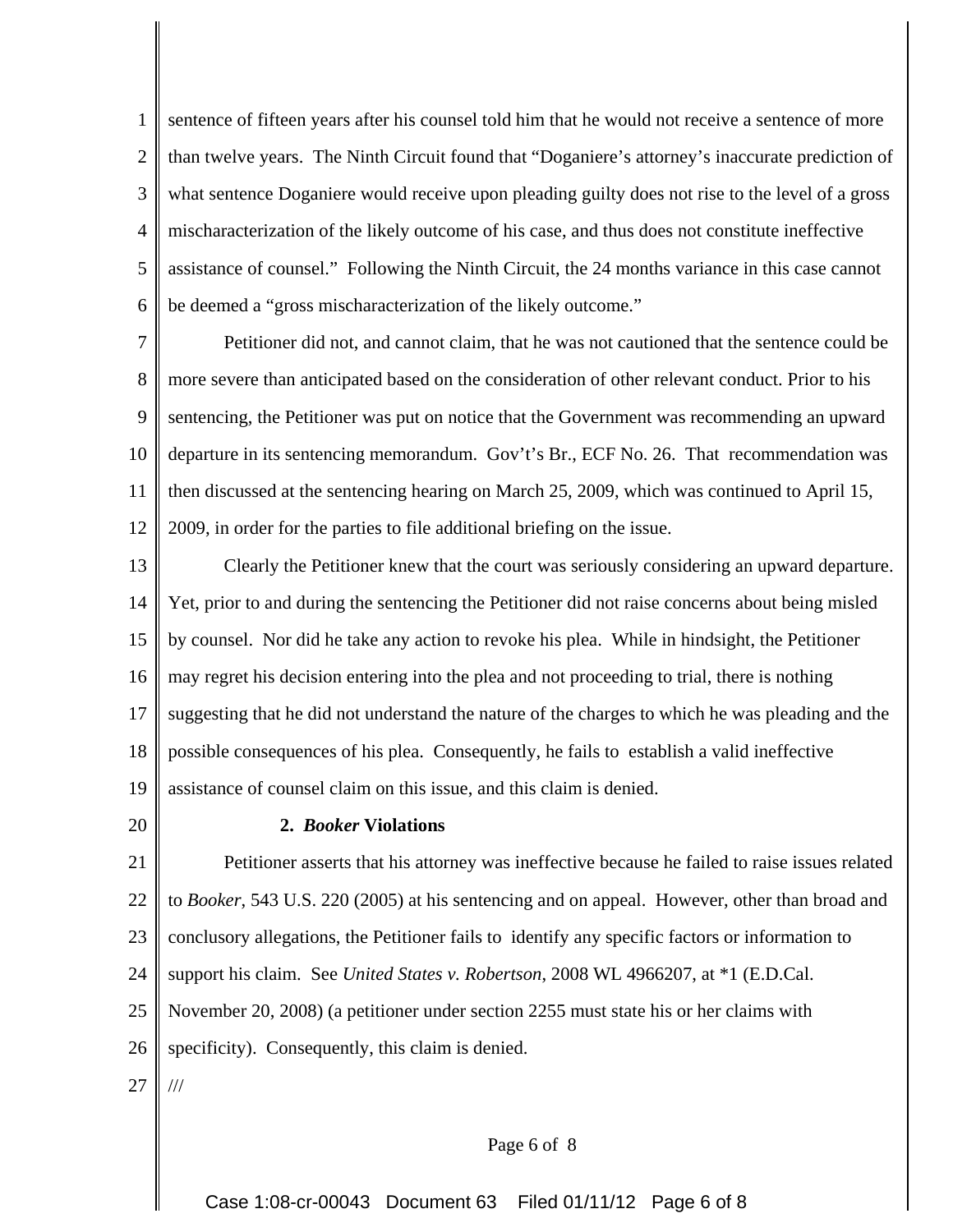sentence of fifteen years after his counsel told him that he would not receive a sentence of more than twelve years. The Ninth Circuit found that "Doganiere's attorney's inaccurate prediction of what sentence Doganiere would receive upon pleading guilty does not rise to the level of a gross mischaracterization of the likely outcome of his case, and thus does not constitute ineffective assistance of counsel." Following the Ninth Circuit, the 24 months variance in this case cannot be deemed a "gross mischaracterization of the likely outcome."

Petitioner did not, and cannot claim, that he was not cautioned that the sentence could be more severe than anticipated based on the consideration of other relevant conduct. Prior to his sentencing, the Petitioner was put on notice that the Government was recommending an upward departure in its sentencing memorandum. Gov't's Br., ECF No. 26. That recommendation was then discussed at the sentencing hearing on March 25, 2009, which was continued to April 15, 2009, in order for the parties to file additional briefing on the issue.

Clearly the Petitioner knew that the court was seriously considering an upward departure. Yet, prior to and during the sentencing the Petitioner did not raise concerns about being misled by counsel. Nor did he take any action to revoke his plea. While in hindsight, the Petitioner may regret his decision entering into the plea and not proceeding to trial, there is nothing suggesting that he did not understand the nature of the charges to which he was pleading and the possible consequences of his plea. Consequently, he fails to establish a valid ineffective assistance of counsel claim on this issue, and this claim is denied.

**2. *Booker* Violations**

Petitioner asserts that his attorney was ineffective because he failed to raise issues related to *Booker*, 543 U.S. 220 (2005) at his sentencing and on appeal. However, other than broad and conclusory allegations, the Petitioner fails to identify any specific factors or information to support his claim. See *United States v. Robertson*, 2008 WL 4966207, at *1 (E.D.Cal. November 20, 2008) (a petitioner under section 2255 must state his or her claims with specificity). Consequently, this claim is denied.

///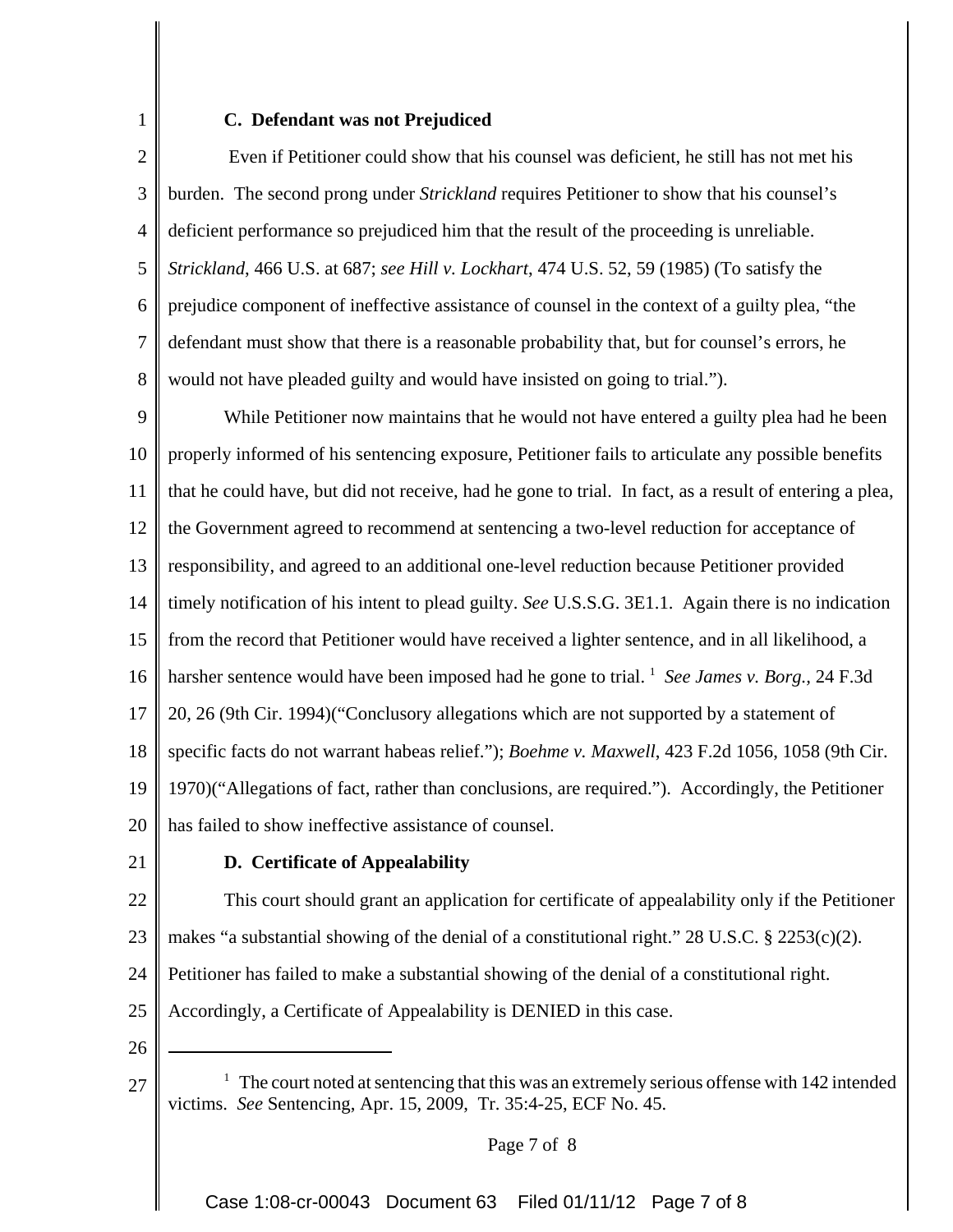### C. Defendant was not Prejudiced

Even if Petitioner could show that his counsel was deficient, he still has not met his burden. The second prong under *Strickland* requires Petitioner to show that his counsel's deficient performance so prejudiced him that the result of the proceeding is unreliable. *Strickland*, 466 U.S. at 687; *see Hill v. Lockhart*, 474 U.S. 52, 59 (1985) (To satisfy the prejudice component of ineffective assistance of counsel in the context of a guilty plea, "the defendant must show that there is a reasonable probability that, but for counsel's errors, he would not have pleaded guilty and would have insisted on going to trial.").

While Petitioner now maintains that he would not have entered a guilty plea had he been properly informed of his sentencing exposure, Petitioner fails to articulate any possible benefits that he could have, but did not receive, had he gone to trial. In fact, as a result of entering a plea, the Government agreed to recommend at sentencing a two-level reduction for acceptance of responsibility, and agreed to an additional one-level reduction because Petitioner provided timely notification of his intent to plead guilty. *See* U.S.S.G. 3E1.1. Again there is no indication from the record that Petitioner would have received a lighter sentence, and in all likelihood, a harsher sentence would have been imposed had he gone to trial. [1] *See James v. Borg.,* 24 F.3d 20, 26 (9th Cir. 1994)("Conclusory allegations which are not supported by a statement of specific facts do not warrant habeas relief."); *Boehme v. Maxwell*, 423 F.2d 1056, 1058 (9th Cir. 1970)("Allegations of fact, rather than conclusions, are required."). Accordingly, the Petitioner has failed to show ineffective assistance of counsel.

### D. Certificate of Appealability

This court should grant an application for certificate of appealability only if the Petitioner makes "a substantial showing of the denial of a constitutional right." 28 U.S.C. § 2253(c)(2). Petitioner has failed to make a substantial showing of the denial of a constitutional right. Accordingly, a Certificate of Appealability is DENIED in this case.

---

[1] The court noted at sentencing that this was an extremely serious offense with 142 intended victims. *See* Sentencing, Apr. 15, 2009, Tr. 35:4-25, ECF No. 45.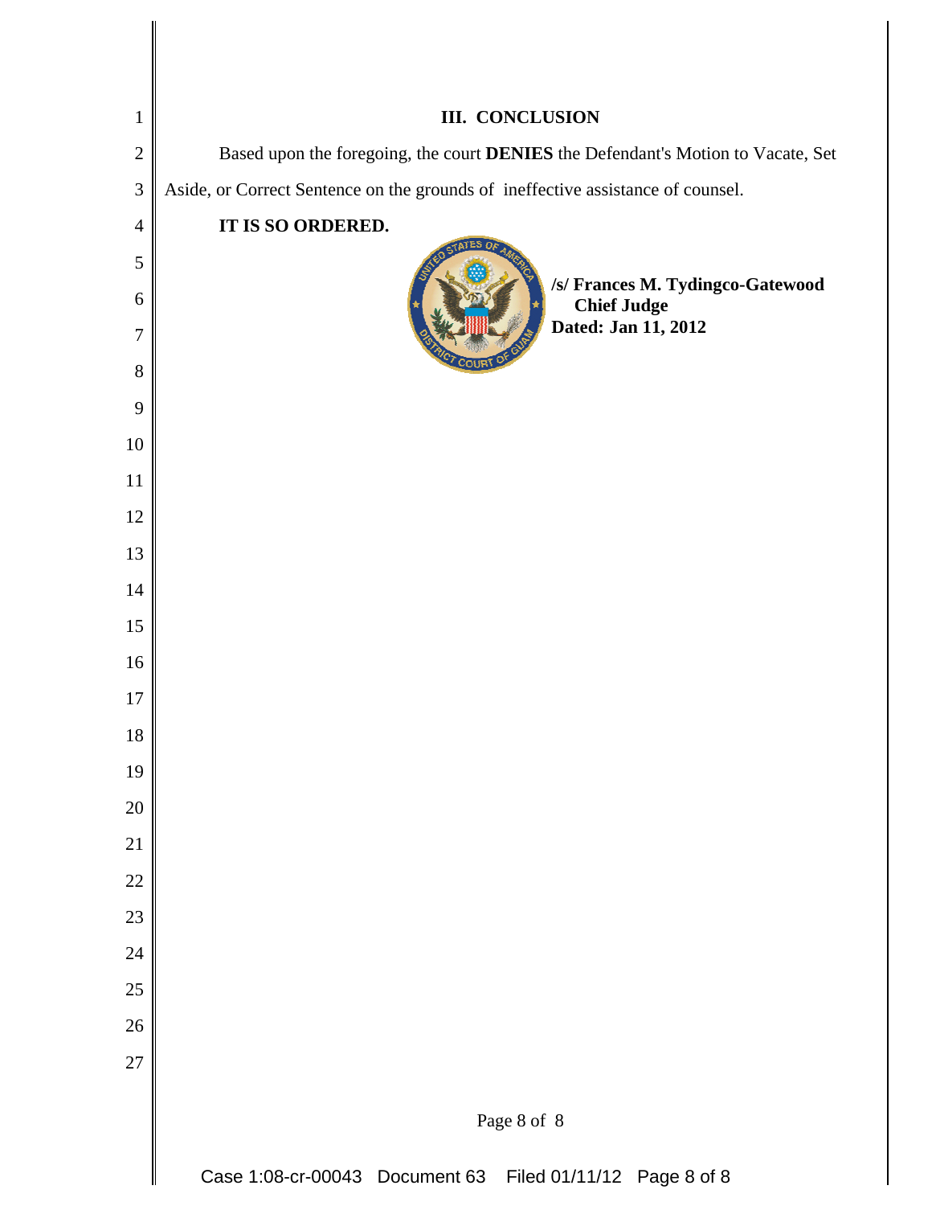## III. CONCLUSION

Based upon the foregoing, the court **DENIES** the Defendant's Motion to Vacate, Set Aside, or Correct Sentence on the grounds of ineffective assistance of counsel.

**IT IS SO ORDERED.**

**/s/ Frances M. Tydingco-Gatewood**
**Chief Judge**
**Dated: Jan 11, 2012**